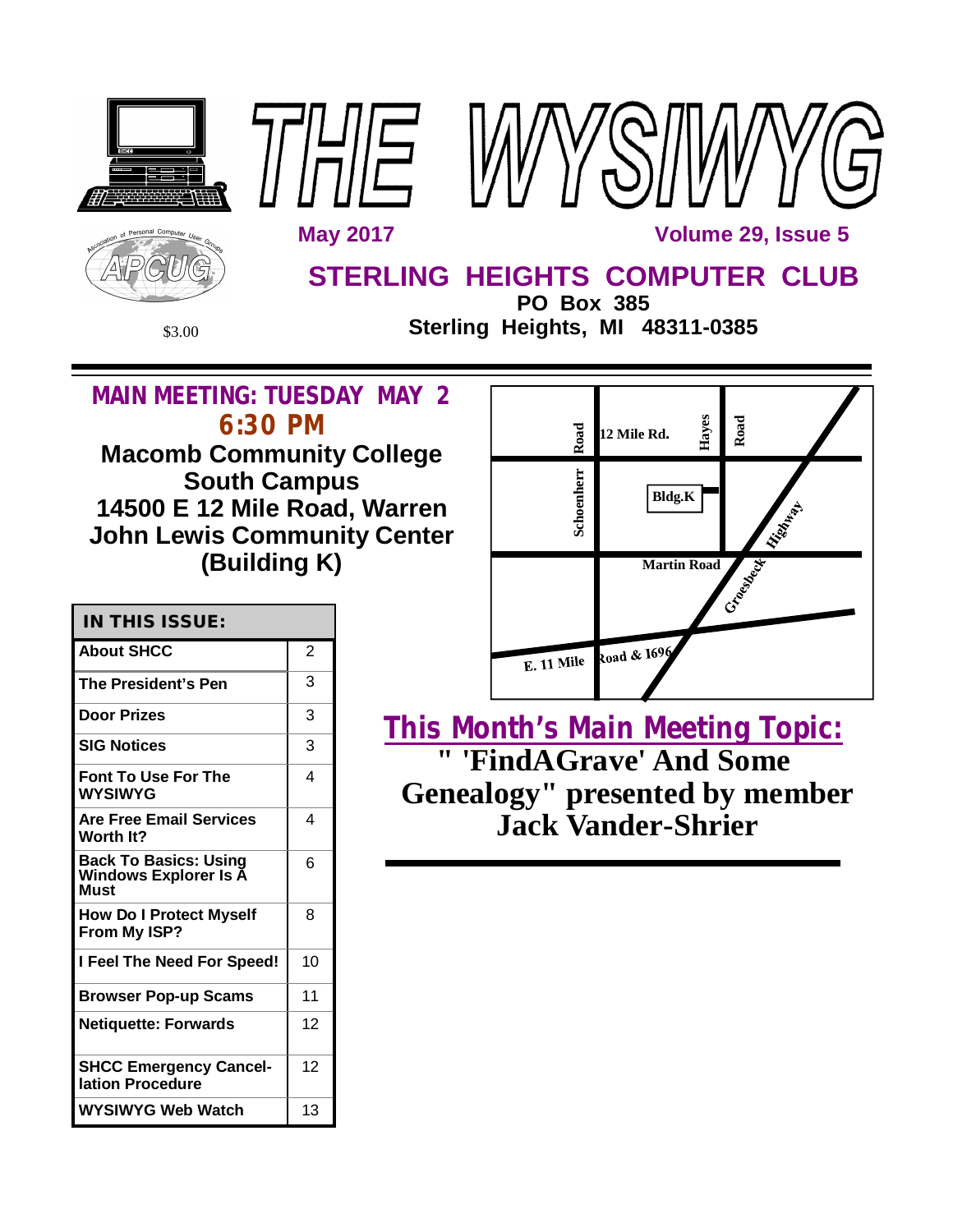# THE WYSIWYG

**May 2017** **Volume 29, Issue 5**

## STERLING HEIGHTS COMPUTER CLUB

**PO Box 385**
**Sterling Heights, MI 48311-0385**

$3.00

## MAIN MEETING: TUESDAY MAY 2
## 6:30 PM

**Macomb Community College**
**South Campus**
**14500 E 12 Mile Road, Warren**
**John Lewis Community Center**
**(Building K)**

| IN THIS ISSUE: | |
|---|---|
| About SHCC | 2 |
| The President's Pen | 3 |
| Door Prizes | 3 |
| SIG Notices | 3 |
| Font To Use For The WYSIWYG | 4 |
| Are Free Email Services Worth It? | 4 |
| Back To Basics: Using Windows Explorer Is A Must | 6 |
| How Do I Protect Myself From My ISP? | 8 |
| I Feel The Need For Speed! | 10 |
| Browser Pop-up Scams | 11 |
| Netiquette: Forwards | 12 |
| SHCC Emergency Cancellation Procedure | 12 |
| WYSIWYG Web Watch | 13 |

## This Month's Main Meeting Topic:

**" 'FindAGrave' And Some Genealogy" presented by member Jack Vander-Shrier**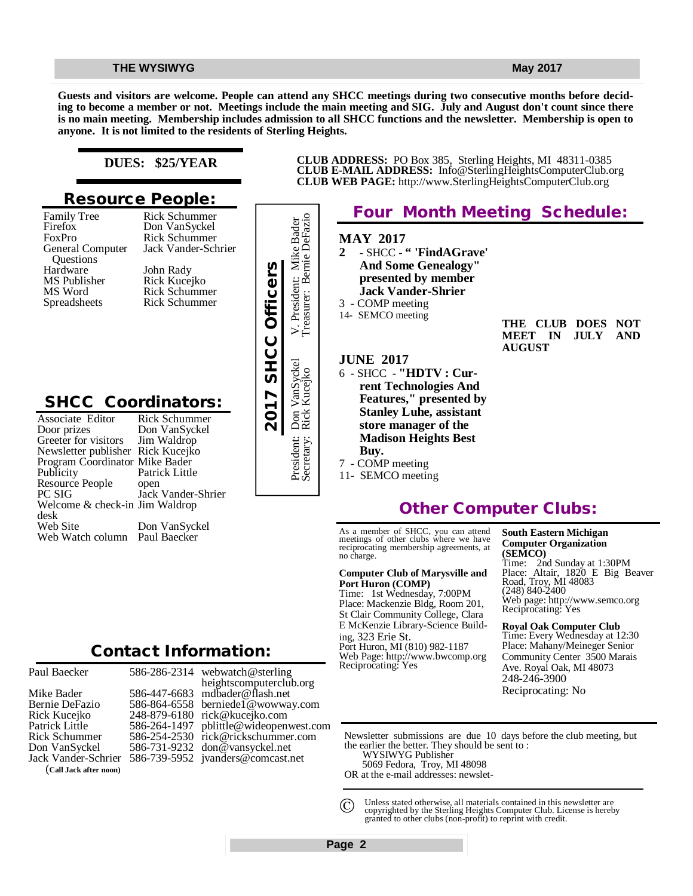**Guests and visitors are welcome. People can attend any SHCC meetings during two consecutive months before deciding to become a member or not. Meetings include the main meeting and SIG. July and August don't count since there is no main meeting. Membership includes admission to all SHCC functions and the newsletter. Membership is open to anyone. It is not limited to the residents of Sterling Heights.**

**DUES: $25/YEAR**

## Resource People:

| | |
|---|---|
| Family Tree | Rick Schummer |
| Firefox | Don VanSyckel |
| FoxPro | Rick Schummer |
| General Computer Questions | Jack Vander-Schrier |
| Hardware | John Rady |
| MS Publisher | Rick Kucejko |
| MS Word | Rick Schummer |
| Spreadsheets | Rick Schummer |

## SHCC Coordinators:

| | |
|---|---|
| Associate Editor | Rick Schummer |
| Door prizes | Don VanSyckel |
| Greeter for visitors | Jim Waldrop |
| Newsletter publisher | Rick Kucejko |
| Program Coordinator | Mike Bader |
| Publicity | Patrick Little |
| Resource People | open |
| PC SIG | Jack Vander-Shrier |
| Welcome & check-in desk | Jim Waldrop |
| Web Site | Don VanSyckel |
| Web Watch column | Paul Baecker |

## 2017 SHCC Officers

President: Don VanSyckel
V. President: Mike Bader
Secretary: Rick Kucejko
Treasurer: Bernie DeFazio

## Contact Information:

| | | |
|---|---|---|
| Paul Baecker | 586-286-2314 | webwatch@sterlingheightscomputerclub.org |
| Mike Bader | 586-447-6683 | mdbader@flash.net |
| Bernie DeFazio | 586-864-6558 | berniede1@wowway.com |
| Rick Kucejko | 248-879-6180 | rick@kucejko.com |
| Patrick Little | 586-264-1497 | pblittle@wideopenwest.com |
| Rick Schummer | 586-254-2530 | rick@rickschummer.com |
| Don VanSyckel | 586-731-9232 | don@vansyckel.net |
| Jack Vander-Schrier | 586-739-5952 | jvanders@comcast.net |

(**Call Jack after noon**)

**CLUB ADDRESS:** PO Box 385, Sterling Heights, MI 48311-0385
**CLUB E-MAIL ADDRESS:** Info@SterlingHeightsComputerClub.org
**CLUB WEB PAGE:** http://www.SterlingHeightsComputerClub.org

## Four Month Meeting Schedule:

### MAY 2017

**2** - SHCC - **" 'FindAGrave' And Some Genealogy" presented by member Jack Vander-Shrier**
3 - COMP meeting
14- SEMCO meeting

### JUNE 2017

6 - SHCC - **"HDTV : Current Technologies And Features," presented by Stanley Luhe, assistant store manager of the Madison Heights Best Buy.**
7 - COMP meeting
11- SEMCO meeting

**THE CLUB DOES NOT MEET IN JULY AND AUGUST**

## Other Computer Clubs:

As a member of SHCC, you can attend meetings of other clubs where we have reciprocating membership agreements, at no charge.

**Computer Club of Marysville and Port Huron (COMP)**
Time: 1st Wednesday, 7:00PM
Place: Mackenzie Bldg, Room 201, St Clair Community College, Clara E McKenzie Library-Science Building, 323 Erie St.
Port Huron, MI (810) 982-1187
Web Page: http://www.bwcomp.org
Reciprocating: Yes

**South Eastern Michigan Computer Organization (SEMCO)**
Time: 2nd Sunday at 1:30PM
Place: Altair, 1820 E Big Beaver Road, Troy, MI 48083
(248) 840-2400
Web page: http://www.semco.org
Reciprocating: Yes

**Royal Oak Computer Club**
Time: Every Wednesday at 12:30
Place: Mahany/Meineger Senior Community Center 3500 Marais Ave. Royal Oak, MI 48073
248-246-3900
Reciprocating: No

Newsletter submissions are due 10 days before the club meeting, but the earlier the better. They should be sent to :
WYSIWYG Publisher
5069 Fedora, Troy, MI 48098
OR at the e-mail addresses: newslet-

© Unless stated otherwise, all materials contained in this newsletter are copyrighted by the Sterling Heights Computer Club. License is hereby granted to other clubs (non-profit) to reprint with credit.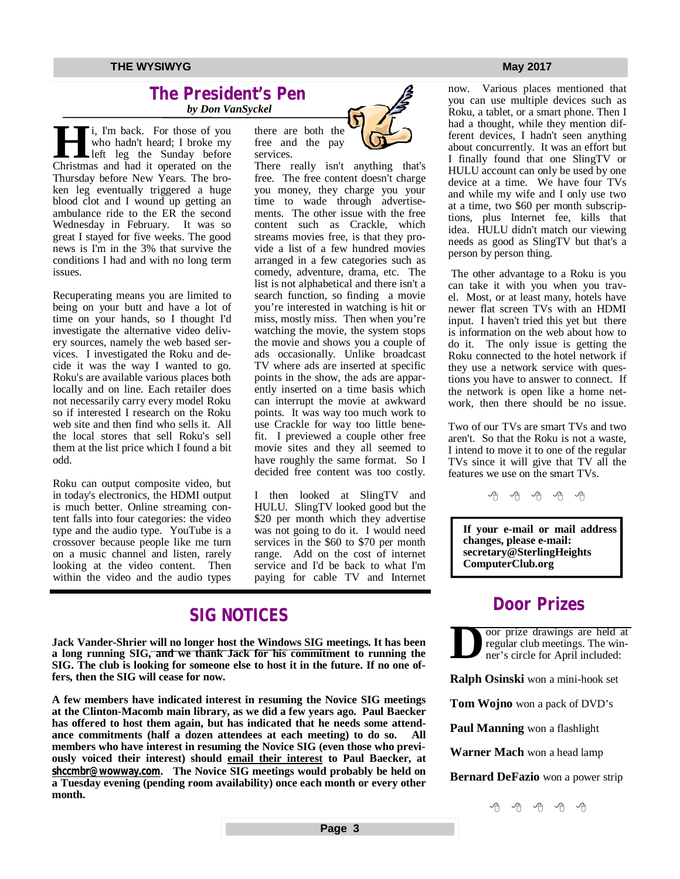## The President's Pen

*by Don VanSyckel*

Hi, I'm back. For those of you who hadn't heard; I broke my left leg the Sunday before Christmas and had it operated on the Thursday before New Years. The broken leg eventually triggered a huge blood clot and I wound up getting an ambulance ride to the ER the second Wednesday in February. It was so great I stayed for five weeks. The good news is I'm in the 3% that survive the conditions I had and with no long term issues.

Recuperating means you are limited to being on your butt and have a lot of time on your hands, so I thought I'd investigate the alternative video delivery sources, namely the web based services. I investigated the Roku and decide it was the way I wanted to go. Roku's are available various places both locally and on line. Each retailer does not necessarily carry every model Roku so if interested I research on the Roku web site and then find who sells it. All the local stores that sell Roku's sell them at the list price which I found a bit odd.

Roku can output composite video, but in today's electronics, the HDMI output is much better. Online streaming content falls into four categories: the video type and the audio type. YouTube is a crossover because people like me turn on a music channel and listen, rarely looking at the video content. Then within the video and the audio types there are both the free and the pay services.

There really isn't anything that's free. The free content doesn't charge you money, they charge you your time to wade through advertisements. The other issue with the free content such as Crackle, which streams movies free, is that they provide a list of a few hundred movies arranged in a few categories such as comedy, adventure, drama, etc. The list is not alphabetical and there isn't a search function, so finding a movie you're interested in watching is hit or miss, mostly miss. Then when you're watching the movie, the system stops the movie and shows you a couple of ads occasionally. Unlike broadcast TV where ads are inserted at specific points in the show, the ads are apparently inserted on a time basis which can interrupt the movie at awkward points. It was way too much work to use Crackle for way too little benefit. I previewed a couple other free movie sites and they all seemed to have roughly the same format. So I decided free content was too costly.

I then looked at SlingTV and HULU. SlingTV looked good but the $20 per month which they advertise was not going to do it. I would need services in the $60 to $70 per month range. Add on the cost of internet service and I'd be back to what I'm paying for cable TV and Internet now. Various places mentioned that you can use multiple devices such as Roku, a tablet, or a smart phone. Then I had a thought, while they mention different devices, I hadn't seen anything about concurrently. It was an effort but I finally found that one SlingTV or HULU account can only be used by one device at a time. We have four TVs and while my wife and I only use two at a time, two $60 per month subscriptions, plus Internet fee, kills that idea. HULU didn't match our viewing needs as good as SlingTV but that's a person by person thing.

The other advantage to a Roku is you can take it with you when you travel. Most, or at least many, hotels have newer flat screen TVs with an HDMI input. I haven't tried this yet but there is information on the web about how to do it. The only issue is getting the Roku connected to the hotel network if they use a network service with questions you have to answer to connect. If the network is open like a home network, then there should be no issue.

Two of our TVs are smart TVs and two aren't. So that the Roku is not a waste, I intend to move it to one of the regular TVs since it will give that TV all the features we use on the smart TVs.

**If your e-mail or mail address changes, please e-mail: secretary@SterlingHeights ComputerClub.org**

## SIG NOTICES

**Jack Vander-Shrier will no longer host the Windows SIG meetings. It has been a long running SIG, and we thank Jack for his commitment to running the SIG. The club is looking for someone else to host it in the future. If no one offers, then the SIG will cease for now.**

**A few members have indicated interest in resuming the Novice SIG meetings at the Clinton-Macomb main library, as we did a few years ago. Paul Baecker has offered to host them again, but has indicated that he needs some attendance commitments (half a dozen attendees at each meeting) to do so. All members who have interest in resuming the Novice SIG (even those who previously voiced their interest) should email their interest to Paul Baecker, at shccmbr@wowway.com. The Novice SIG meetings would probably be held on a Tuesday evening (pending room availability) once each month or every other month.**

## Door Prizes

Door prize drawings are held at regular club meetings. The winner's circle for April included:

**Ralph Osinski** won a mini-hook set

**Tom Wojno** won a pack of DVD's

**Paul Manning** won a flashlight

**Warner Mach** won a head lamp

**Bernard DeFazio** won a power strip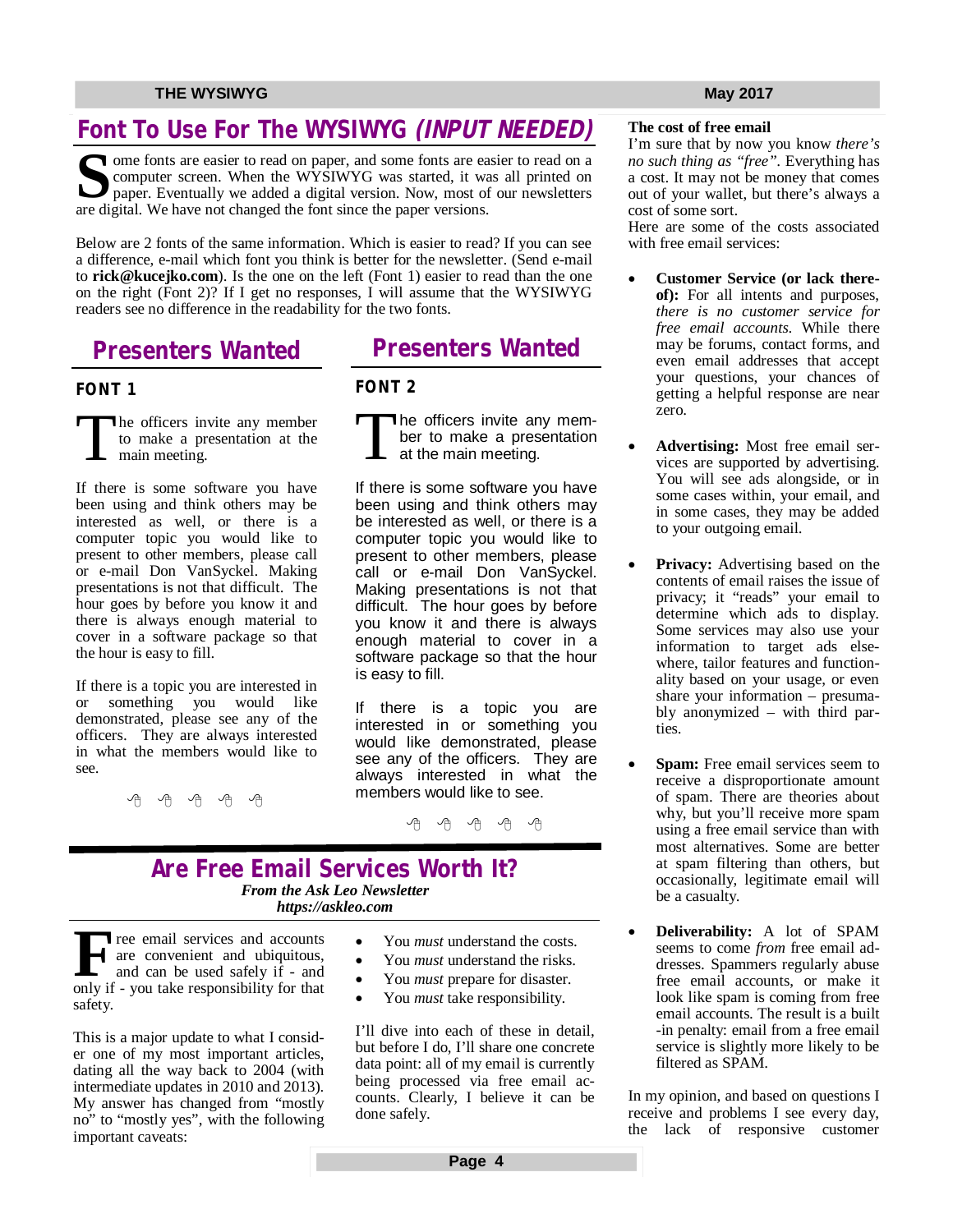# Font To Use For The WYSIWYG *(INPUT NEEDED)*

Some fonts are easier to read on paper, and some fonts are easier to read on a computer screen. When the WYSIWYG was started, it was all printed on paper. Eventually we added a digital version. Now, most of our newsletters are digital. We have not changed the font since the paper versions.

Below are 2 fonts of the same information. Which is easier to read? If you can see a difference, e-mail which font you think is better for the newsletter. (Send e-mail to **rick@kucejko.com**). Is the one on the left (Font 1) easier to read than the one on the right (Font 2)? If I get no responses, I will assume that the WYSIWYG readers see no difference in the readability for the two fonts.

## Presenters Wanted

**FONT 1**

The officers invite any member to make a presentation at the main meeting.

If there is some software you have been using and think others may be interested as well, or there is a computer topic you would like to present to other members, please call or e-mail Don VanSyckel. Making presentations is not that difficult. The hour goes by before you know it and there is always enough material to cover in a software package so that the hour is easy to fill.

If there is a topic you are interested in or something you would like demonstrated, please see any of the officers. They are always interested in what the members would like to see.

## Presenters Wanted

**FONT 2**

The officers invite any member to make a presentation at the main meeting.

If there is some software you have been using and think others may be interested as well, or there is a computer topic you would like to present to other members, please call or e-mail Don VanSyckel. Making presentations is not that difficult. The hour goes by before you know it and there is always enough material to cover in a software package so that the hour is easy to fill.

If there is a topic you are interested in or something you would like demonstrated, please see any of the officers. They are always interested in what the members would like to see.

# Are Free Email Services Worth It?

***From the Ask Leo Newsletter***
***https://askleo.com***

Free email services and accounts are convenient and ubiquitous, and can be used safely if - and only if - you take responsibility for that safety.

This is a major update to what I consider one of my most important articles, dating all the way back to 2004 (with intermediate updates in 2010 and 2013). My answer has changed from “mostly no” to “mostly yes”, with the following important caveats:

- You *must* understand the costs.
- You *must* understand the risks.
- You *must* prepare for disaster.
- You *must* take responsibility.

I’ll dive into each of these in detail, but before I do, I’ll share one concrete data point: all of my email is currently being processed via free email accounts. Clearly, I believe it can be done safely.

**The cost of free email**

I’m sure that by now you know *there’s no such thing as “free”*. Everything has a cost. It may not be money that comes out of your wallet, but there’s always a cost of some sort.

Here are some of the costs associated with free email services:

- **Customer Service (or lack thereof):** For all intents and purposes, *there is no customer service for free email accounts.* While there may be forums, contact forms, and even email addresses that accept your questions, your chances of getting a helpful response are near zero.
- **Advertising:** Most free email services are supported by advertising. You will see ads alongside, or in some cases within, your email, and in some cases, they may be added to your outgoing email.
- **Privacy:** Advertising based on the contents of email raises the issue of privacy; it “reads” your email to determine which ads to display. Some services may also use your information to target ads elsewhere, tailor features and functionality based on your usage, or even share your information – presumably anonymized – with third parties.
- **Spam:** Free email services seem to receive a disproportionate amount of spam. There are theories about why, but you’ll receive more spam using a free email service than with most alternatives. Some are better at spam filtering than others, but occasionally, legitimate email will be a casualty.
- **Deliverability:** A lot of SPAM seems to come *from* free email addresses. Spammers regularly abuse free email accounts, or make it look like spam is coming from free email accounts. The result is a built-in penalty: email from a free email service is slightly more likely to be filtered as SPAM.

In my opinion, and based on questions I receive and problems I see every day, the lack of responsive customer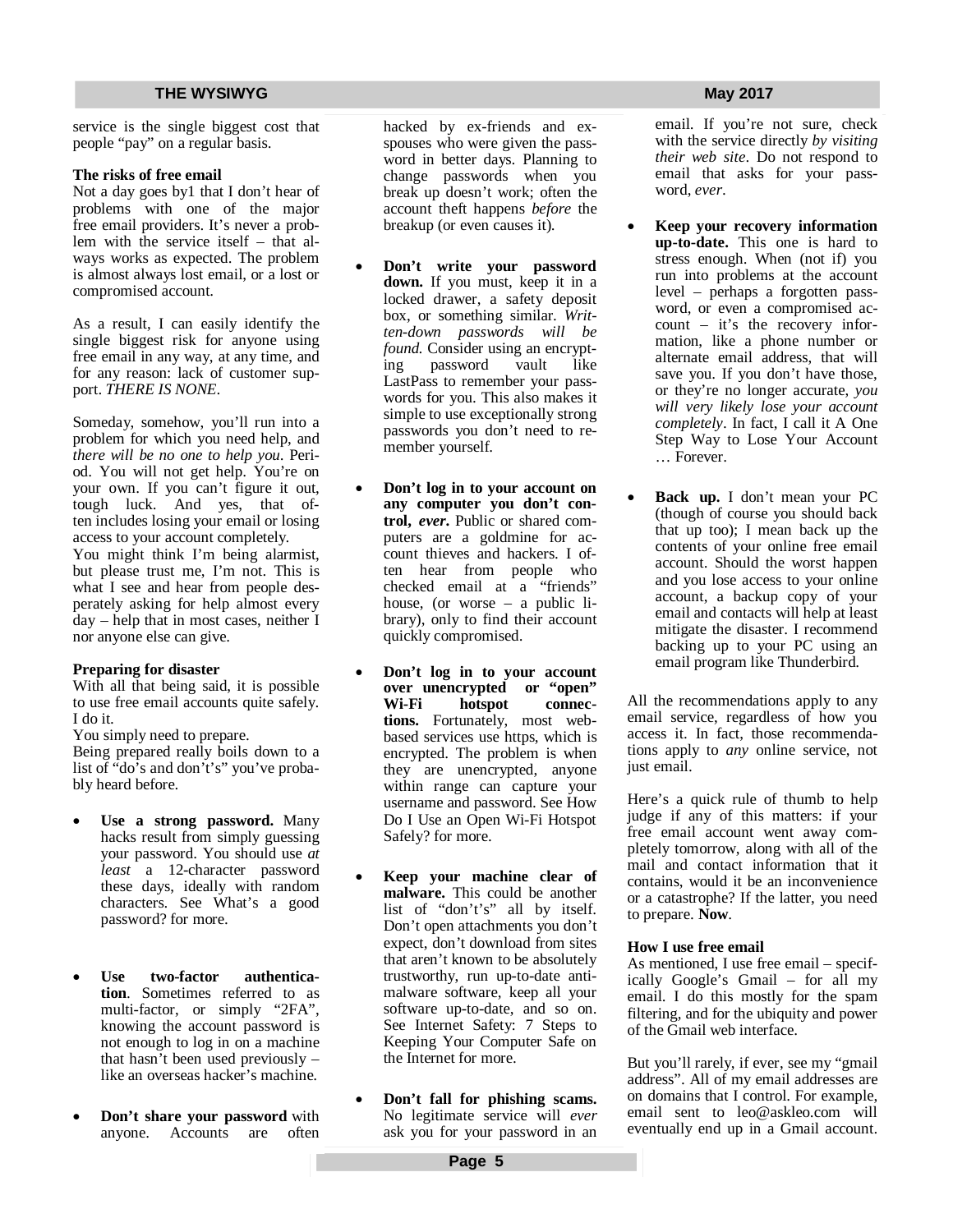service is the single biggest cost that people "pay" on a regular basis.

**The risks of free email**

Not a day goes by1 that I don't hear of problems with one of the major free email providers. It's never a problem with the service itself – that always works as expected. The problem is almost always lost email, or a lost or compromised account.

As a result, I can easily identify the single biggest risk for anyone using free email in any way, at any time, and for any reason: lack of customer support. *THERE IS NONE*.

Someday, somehow, you'll run into a problem for which you need help, and *there will be no one to help you*. Period. You will not get help. You're on your own. If you can't figure it out, tough luck. And yes, that often includes losing your email or losing access to your account completely.

You might think I'm being alarmist, but please trust me, I'm not. This is what I see and hear from people desperately asking for help almost every day – help that in most cases, neither I nor anyone else can give.

**Preparing for disaster**

With all that being said, it is possible to use free email accounts quite safely. I do it.

You simply need to prepare.

Being prepared really boils down to a list of "do's and don't's" you've probably heard before.

- **Use a strong password.** Many hacks result from simply guessing your password. You should use *at least* a 12-character password these days, ideally with random characters. See What's a good password? for more.
- **Use two-factor authentication**. Sometimes referred to as multi-factor, or simply "2FA", knowing the account password is not enough to log in on a machine that hasn't been used previously – like an overseas hacker's machine.
- **Don't share your password** with anyone. Accounts are often hacked by ex-friends and ex-spouses who were given the password in better days. Planning to change passwords when you break up doesn't work; often the account theft happens *before* the breakup (or even causes it).
- **Don't write your password down.** If you must, keep it in a locked drawer, a safety deposit box, or something similar. *Written-down passwords will be found.* Consider using an encrypting password vault like LastPass to remember your passwords for you. This also makes it simple to use exceptionally strong passwords you don't need to remember yourself.
- **Don't log in to your account on any computer you don't control, *ever*.** Public or shared computers are a goldmine for account thieves and hackers. I often hear from people who checked email at a "friends" house, (or worse – a public library), only to find their account quickly compromised.
- **Don't log in to your account over unencrypted or "open" Wi-Fi hotspot connections.** Fortunately, most web-based services use https, which is encrypted. The problem is when they are unencrypted, anyone within range can capture your username and password. See How Do I Use an Open Wi-Fi Hotspot Safely? for more.
- **Keep your machine clear of malware.** This could be another list of "don't's" all by itself. Don't open attachments you don't expect, don't download from sites that aren't known to be absolutely trustworthy, run up-to-date anti-malware software, keep all your software up-to-date, and so on. See Internet Safety: 7 Steps to Keeping Your Computer Safe on the Internet for more.
- **Don't fall for phishing scams.** No legitimate service will *ever* ask you for your password in an email. If you're not sure, check with the service directly *by visiting their web site*. Do not respond to email that asks for your password, *ever*.
- **Keep your recovery information up-to-date.** This one is hard to stress enough. When (not if) you run into problems at the account level – perhaps a forgotten password, or even a compromised account – it's the recovery information, like a phone number or alternate email address, that will save you. If you don't have those, or they're no longer accurate, *you will very likely lose your account completely*. In fact, I call it A One Step Way to Lose Your Account … Forever.
- **Back up.** I don't mean your PC (though of course you should back that up too); I mean back up the contents of your online free email account. Should the worst happen and you lose access to your online account, a backup copy of your email and contacts will help at least mitigate the disaster. I recommend backing up to your PC using an email program like Thunderbird.

All the recommendations apply to any email service, regardless of how you access it. In fact, those recommendations apply to *any* online service, not just email.

Here's a quick rule of thumb to help judge if any of this matters: if your free email account went away completely tomorrow, along with all of the mail and contact information that it contains, would it be an inconvenience or a catastrophe? If the latter, you need to prepare. **Now**.

**How I use free email**

As mentioned, I use free email – specifically Google's Gmail – for all my email. I do this mostly for the spam filtering, and for the ubiquity and power of the Gmail web interface.

But you'll rarely, if ever, see my "gmail address". All of my email addresses are on domains that I control. For example, email sent to leo@askleo.com will eventually end up in a Gmail account.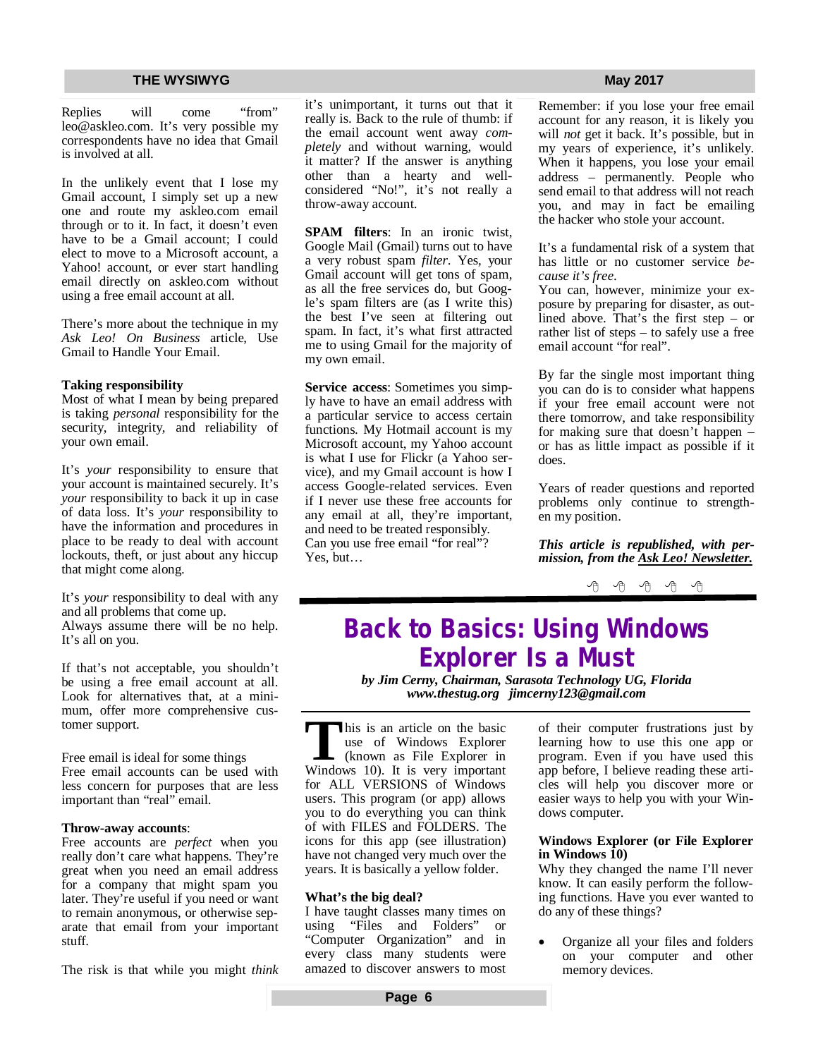Replies will come "from" leo@askleo.com. It's very possible my correspondents have no idea that Gmail is involved at all.

In the unlikely event that I lose my Gmail account, I simply set up a new one and route my askleo.com email through or to it. In fact, it doesn't even have to be a Gmail account; I could elect to move to a Microsoft account, a Yahoo! account, or ever start handling email directly on askleo.com without using a free email account at all.

There's more about the technique in my *Ask Leo! On Business* article, Use Gmail to Handle Your Email.

**Taking responsibility**

Most of what I mean by being prepared is taking *personal* responsibility for the security, integrity, and reliability of your own email.

It's *your* responsibility to ensure that your account is maintained securely. It's *your* responsibility to back it up in case of data loss. It's *your* responsibility to have the information and procedures in place to be ready to deal with account lockouts, theft, or just about any hiccup that might come along.

It's *your* responsibility to deal with any and all problems that come up.
Always assume there will be no help. It's all on you.

If that's not acceptable, you shouldn't be using a free email account at all. Look for alternatives that, at a minimum, offer more comprehensive customer support.

Free email is ideal for some things
Free email accounts can be used with less concern for purposes that are less important than "real" email.

**Throw-away accounts**:
Free accounts are *perfect* when you really don't care what happens. They're great when you need an email address for a company that might spam you later. They're useful if you need or want to remain anonymous, or otherwise separate that email from your important stuff.

The risk is that while you might *think* it's unimportant, it turns out that it really is. Back to the rule of thumb: if the email account went away *completely* and without warning, would it matter? If the answer is anything other than a hearty and well-considered "No!", it's not really a throw-away account.

**SPAM filters**: In an ironic twist, Google Mail (Gmail) turns out to have a very robust spam *filter*. Yes, your Gmail account will get tons of spam, as all the free services do, but Google's spam filters are (as I write this) the best I've seen at filtering out spam. In fact, it's what first attracted me to using Gmail for the majority of my own email.

**Service access**: Sometimes you simply have to have an email address with a particular service to access certain functions. My Hotmail account is my Microsoft account, my Yahoo account is what I use for Flickr (a Yahoo service), and my Gmail account is how I access Google-related services. Even if I never use these free accounts for any email at all, they're important, and need to be treated responsibly.
Can you use free email "for real"?
Yes, but…

Remember: if you lose your free email account for any reason, it is likely you will *not* get it back. It's possible, but in my years of experience, it's unlikely. When it happens, you lose your email address – permanently. People who send email to that address will not reach you, and may in fact be emailing the hacker who stole your account.

It's a fundamental risk of a system that has little or no customer service *because it's free*.
You can, however, minimize your exposure by preparing for disaster, as outlined above. That's the first step – or rather list of steps – to safely use a free email account "for real".

By far the single most important thing you can do is to consider what happens if your free email account were not there tomorrow, and take responsibility for making sure that doesn't happen – or has as little impact as possible if it does.

Years of reader questions and reported problems only continue to strengthen my position.

***This article is republished, with permission, from the Ask Leo! Newsletter.***

# Back to Basics: Using Windows Explorer Is a Must

***by Jim Cerny, Chairman, Sarasota Technology UG, Florida***
***www.thestug.org jimcerny123@gmail.com***

This is an article on the basic use of Windows Explorer (known as File Explorer in Windows 10). It is very important for ALL VERSIONS of Windows users. This program (or app) allows you to do everything you can think of with FILES and FOLDERS. The icons for this app (see illustration) have not changed very much over the years. It is basically a yellow folder.

**What's the big deal?**

I have taught classes many times on using "Files and Folders" or "Computer Organization" and in every class many students were amazed to discover answers to most of their computer frustrations just by learning how to use this one app or program. Even if you have used this app before, I believe reading these articles will help you discover more or easier ways to help you with your Windows computer.

**Windows Explorer (or File Explorer in Windows 10)**

Why they changed the name I'll never know. It can easily perform the following functions. Have you ever wanted to do any of these things?

- Organize all your files and folders on your computer and other memory devices.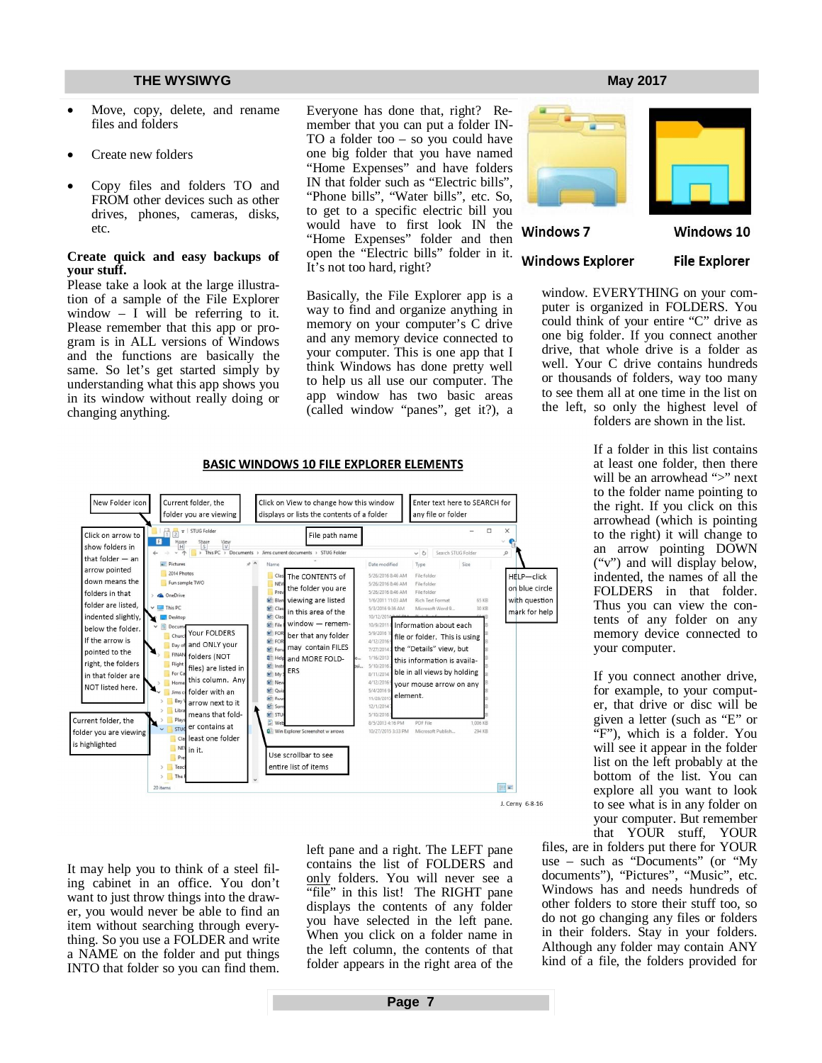- Move, copy, delete, and rename files and folders
- Create new folders
- Copy files and folders TO and FROM other devices such as other drives, phones, cameras, disks, etc.

**Create quick and easy backups of your stuff.**

Please take a look at the large illustration of a sample of the File Explorer window – I will be referring to it. Please remember that this app or program is in ALL versions of Windows and the functions are basically the same. So let's get started simply by understanding what this app shows you in its window without really doing or changing anything.

Everyone has done that, right? Remember that you can put a folder INTO a folder too – so you could have one big folder that you have named "Home Expenses" and have folders IN that folder such as "Electric bills", "Phone bills", "Water bills", etc. So, to get to a specific electric bill you would have to first look IN the "Home Expenses" folder and then open the "Electric bills" folder in it. It's not too hard, right?

Windows 7 Windows Explorer

Windows 10 File Explorer

Basically, the File Explorer app is a way to find and organize anything in memory on your computer's C drive and any memory device connected to your computer. This is one app that I think Windows has done pretty well to help us all use our computer. The app window has two basic areas (called window "panes", get it?), a window. EVERYTHING on your computer is organized in FOLDERS. You could think of your entire "C" drive as one big folder. If you connect another drive, that whole drive is a folder as well. Your C drive contains hundreds or thousands of folders, way too many to see them all at one time in the list on the left, so only the highest level of folders are shown in the list.

**BASIC WINDOWS 10 FILE EXPLORER ELEMENTS**

New Folder icon

Current folder, the folder you are viewing

Click on View to change how this window displays or lists the contents of a folder

Enter text here to SEARCH for any file or folder

Click on arrow to show folders in that folder — an arrow pointed down means the folders in that folder are listed, indented slightly, below the folder. If the arrow is pointed to the right, the folders in that folder are NOT listed here.

File path name

HELP—click on blue circle with question mark for help

The CONTENTS of the folder you are viewing are listed in this area of the window — remember that any folder may contain FILES and MORE FOLDERS

Your FOLDERS and ONLY your folders (NOT files) are listed in this column. Any folder with an arrow next to it means that folder contains at least one folder in it.

Information about each file or folder. This is using the "Details" view, but this information is available in all views by holding your mouse arrow on any element.

Current folder, the folder you are viewing is highlighted

Use scrollbar to see entire list of items

J. Cerny 6-8-16

If a folder in this list contains at least one folder, then there will be an arrowhead ">" next to the folder name pointing to the right. If you click on this arrowhead (which is pointing to the right) it will change to an arrow pointing DOWN ("v") and will display below, indented, the names of all the FOLDERS in that folder. Thus you can view the contents of any folder on any memory device connected to your computer.

If you connect another drive, for example, to your computer, that drive or disc will be given a letter (such as "E" or "F"), which is a folder. You will see it appear in the folder list on the left probably at the bottom of the list. You can explore all you want to look to see what is in any folder on your computer. But remember that YOUR stuff, YOUR files, are in folders put there for YOUR use – such as "Documents" (or "My documents"), "Pictures", "Music", etc. Windows has and needs hundreds of other folders to store their stuff too, so do not go changing any files or folders in their folders. Stay in your folders. Although any folder may contain ANY kind of a file, the folders provided for

It may help you to think of a steel filing cabinet in an office. You don't want to just throw things into the drawer, you would never be able to find an item without searching through everything. So you use a FOLDER and write a NAME on the folder and put things INTO that folder so you can find them.

left pane and a right. The LEFT pane contains the list of FOLDERS and <u>only</u> folders. You will never see a "file" in this list! The RIGHT pane displays the contents of any folder you have selected in the left pane. When you click on a folder name in the left column, the contents of that folder appears in the right area of the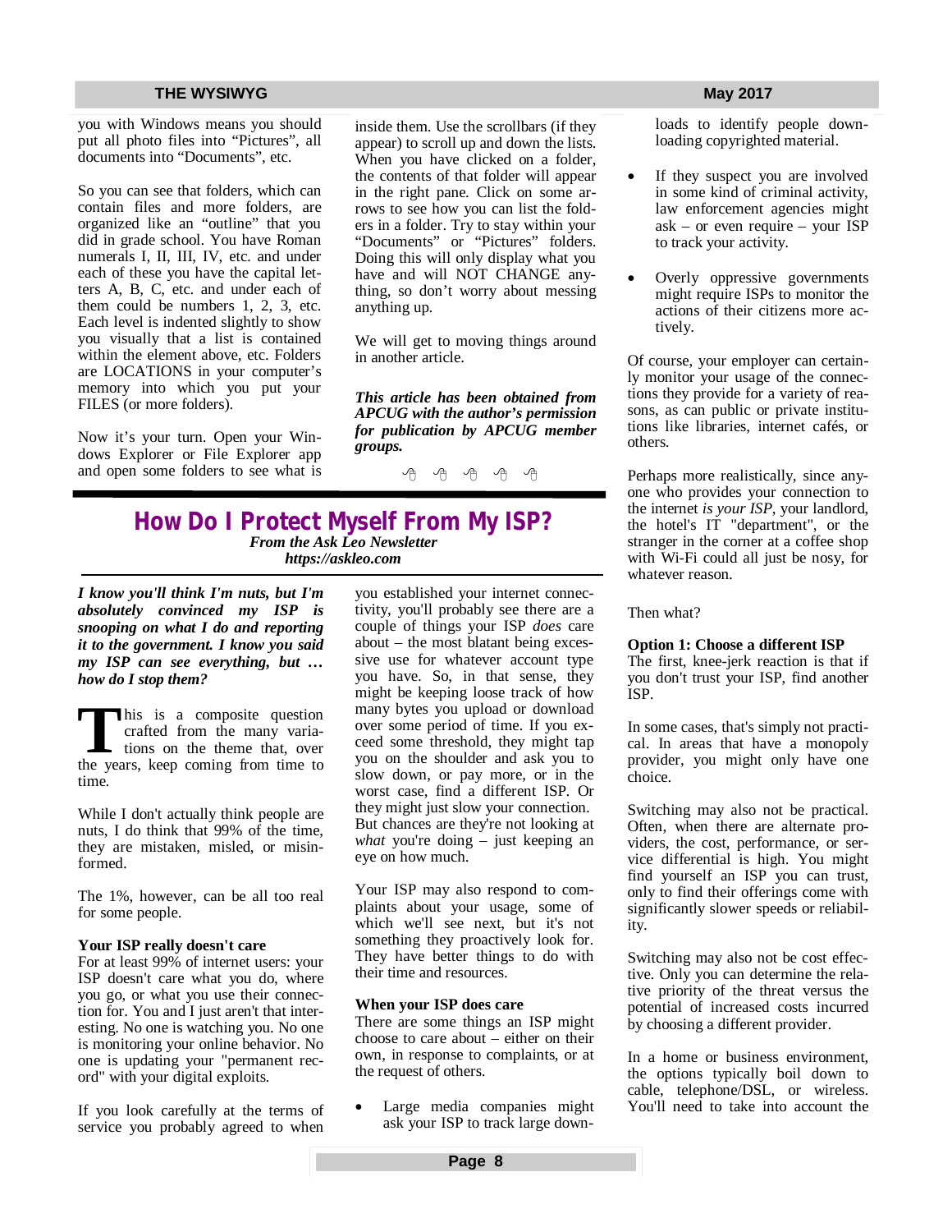you with Windows means you should put all photo files into “Pictures”, all documents into “Documents”, etc.

So you can see that folders, which can contain files and more folders, are organized like an “outline” that you did in grade school. You have Roman numerals I, II, III, IV, etc. and under each of these you have the capital letters A, B, C, etc. and under each of them could be numbers 1, 2, 3, etc. Each level is indented slightly to show you visually that a list is contained within the element above, etc. Folders are LOCATIONS in your computer’s memory into which you put your FILES (or more folders).

Now it’s your turn. Open your Windows Explorer or File Explorer app and open some folders to see what is inside them. Use the scrollbars (if they appear) to scroll up and down the lists. When you have clicked on a folder, the contents of that folder will appear in the right pane. Click on some arrows to see how you can list the folders in a folder. Try to stay within your “Documents” or “Pictures” folders. Doing this will only display what you have and will NOT CHANGE anything, so don’t worry about messing anything up.

We will get to moving things around in another article.

***This article has been obtained from APCUG with the author’s permission for publication by APCUG member groups.***

---

## How Do I Protect Myself From My ISP?

***From the Ask Leo Newsletter***
***https://askleo.com***

***I know you'll think I'm nuts, but I'm absolutely convinced my ISP is snooping on what I do and reporting it to the government. I know you said my ISP can see everything, but … how do I stop them?***

This is a composite question crafted from the many variations on the theme that, over the years, keep coming from time to time.

While I don't actually think people are nuts, I do think that 99% of the time, they are mistaken, misled, or misinformed.

The 1%, however, can be all too real for some people.

**Your ISP really doesn't care**

For at least 99% of internet users: your ISP doesn't care what you do, where you go, or what you use their connection for. You and I just aren't that interesting. No one is watching you. No one is monitoring your online behavior. No one is updating your "permanent record" with your digital exploits.

If you look carefully at the terms of service you probably agreed to when you established your internet connectivity, you'll probably see there are a couple of things your ISP *does* care about – the most blatant being excessive use for whatever account type you have. So, in that sense, they might be keeping loose track of how many bytes you upload or download over some period of time. If you exceed some threshold, they might tap you on the shoulder and ask you to slow down, or pay more, or in the worst case, find a different ISP. Or they might just slow your connection. But chances are they're not looking at *what* you're doing – just keeping an eye on how much.

Your ISP may also respond to complaints about your usage, some of which we'll see next, but it's not something they proactively look for. They have better things to do with their time and resources.

**When your ISP does care**

There are some things an ISP might choose to care about – either on their own, in response to complaints, or at the request of others.

- Large media companies might ask your ISP to track large downloads to identify people downloading copyrighted material.
- If they suspect you are involved in some kind of criminal activity, law enforcement agencies might ask – or even require – your ISP to track your activity.
- Overly oppressive governments might require ISPs to monitor the actions of their citizens more actively.

Of course, your employer can certainly monitor your usage of the connections they provide for a variety of reasons, as can public or private institutions like libraries, internet cafés, or others.

Perhaps more realistically, since anyone who provides your connection to the internet *is your ISP*, your landlord, the hotel's IT "department", or the stranger in the corner at a coffee shop with Wi-Fi could all just be nosy, for whatever reason.

Then what?

**Option 1: Choose a different ISP**

The first, knee-jerk reaction is that if you don't trust your ISP, find another ISP.

In some cases, that's simply not practical. In areas that have a monopoly provider, you might only have one choice.

Switching may also not be practical. Often, when there are alternate providers, the cost, performance, or service differential is high. You might find yourself an ISP you can trust, only to find their offerings come with significantly slower speeds or reliability.

Switching may also not be cost effective. Only you can determine the relative priority of the threat versus the potential of increased costs incurred by choosing a different provider.

In a home or business environment, the options typically boil down to cable, telephone/DSL, or wireless. You'll need to take into account the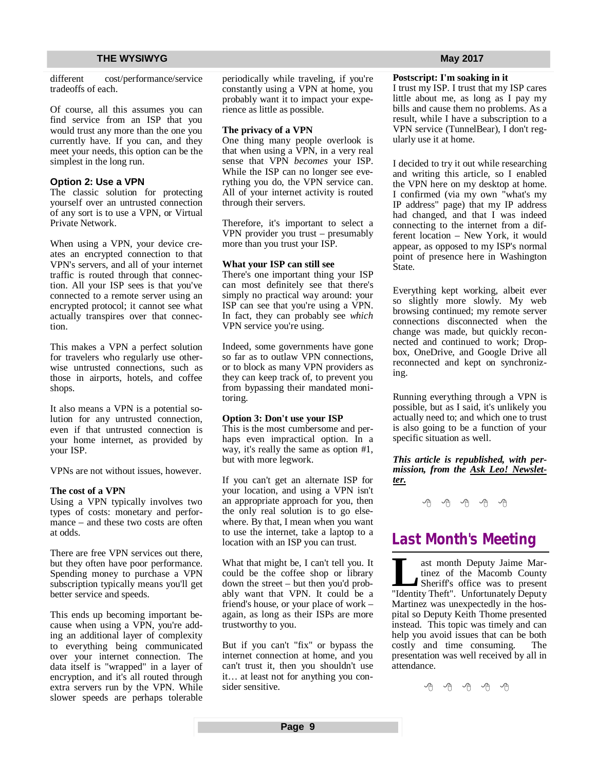different cost/performance/service tradeoffs of each.

Of course, all this assumes you can find service from an ISP that you would trust any more than the one you currently have. If you can, and they meet your needs, this option can be the simplest in the long run.

### Option 2: Use a VPN

The classic solution for protecting yourself over an untrusted connection of any sort is to use a VPN, or Virtual Private Network.

When using a VPN, your device creates an encrypted connection to that VPN's servers, and all of your internet traffic is routed through that connection. All your ISP sees is that you've connected to a remote server using an encrypted protocol; it cannot see what actually transpires over that connection.

This makes a VPN a perfect solution for travelers who regularly use otherwise untrusted connections, such as those in airports, hotels, and coffee shops.

It also means a VPN is a potential solution for any untrusted connection, even if that untrusted connection is your home internet, as provided by your ISP.

VPNs are not without issues, however.

**The cost of a VPN**

Using a VPN typically involves two types of costs: monetary and performance – and these two costs are often at odds.

There are free VPN services out there, but they often have poor performance. Spending money to purchase a VPN subscription typically means you'll get better service and speeds.

This ends up becoming important because when using a VPN, you're adding an additional layer of complexity to everything being communicated over your internet connection. The data itself is "wrapped" in a layer of encryption, and it's all routed through extra servers run by the VPN. While slower speeds are perhaps tolerable periodically while traveling, if you're constantly using a VPN at home, you probably want it to impact your experience as little as possible.

**The privacy of a VPN**

One thing many people overlook is that when using a VPN, in a very real sense that VPN *becomes* your ISP. While the ISP can no longer see everything you do, the VPN service can. All of your internet activity is routed through their servers.

Therefore, it's important to select a VPN provider you trust – presumably more than you trust your ISP.

**What your ISP can still see**

There's one important thing your ISP can most definitely see that there's simply no practical way around: your ISP can see that you're using a VPN. In fact, they can probably see *which* VPN service you're using.

Indeed, some governments have gone so far as to outlaw VPN connections, or to block as many VPN providers as they can keep track of, to prevent you from bypassing their mandated monitoring.

**Option 3: Don't use your ISP**

This is the most cumbersome and perhaps even impractical option. In a way, it's really the same as option #1, but with more legwork.

If you can't get an alternate ISP for your location, and using a VPN isn't an appropriate approach for you, then the only real solution is to go elsewhere. By that, I mean when you want to use the internet, take a laptop to a location with an ISP you can trust.

What that might be, I can't tell you. It could be the coffee shop or library down the street – but then you'd probably want that VPN. It could be a friend's house, or your place of work – again, as long as their ISPs are more trustworthy to you.

But if you can't "fix" or bypass the internet connection at home, and you can't trust it, then you shouldn't use it… at least not for anything you consider sensitive.

**Postscript: I'm soaking in it**

I trust my ISP. I trust that my ISP cares little about me, as long as I pay my bills and cause them no problems. As a result, while I have a subscription to a VPN service (TunnelBear), I don't regularly use it at home.

I decided to try it out while researching and writing this article, so I enabled the VPN here on my desktop at home. I confirmed (via my own "what's my IP address" page) that my IP address had changed, and that I was indeed connecting to the internet from a different location – New York, it would appear, as opposed to my ISP's normal point of presence here in Washington State.

Everything kept working, albeit ever so slightly more slowly. My web browsing continued; my remote server connections disconnected when the change was made, but quickly reconnected and continued to work; Dropbox, OneDrive, and Google Drive all reconnected and kept on synchronizing.

Running everything through a VPN is possible, but as I said, it's unlikely you actually need to; and which one to trust is also going to be a function of your specific situation as well.

***This article is republished, with permission, from the Ask Leo! Newsletter.***

## Last Month's Meeting

Last month Deputy Jaime Martinez of the Macomb County Sheriff's office was to present "Identity Theft". Unfortunately Deputy Martinez was unexpectedly in the hospital so Deputy Keith Thome presented instead. This topic was timely and can help you avoid issues that can be both costly and time consuming. The presentation was well received by all in attendance.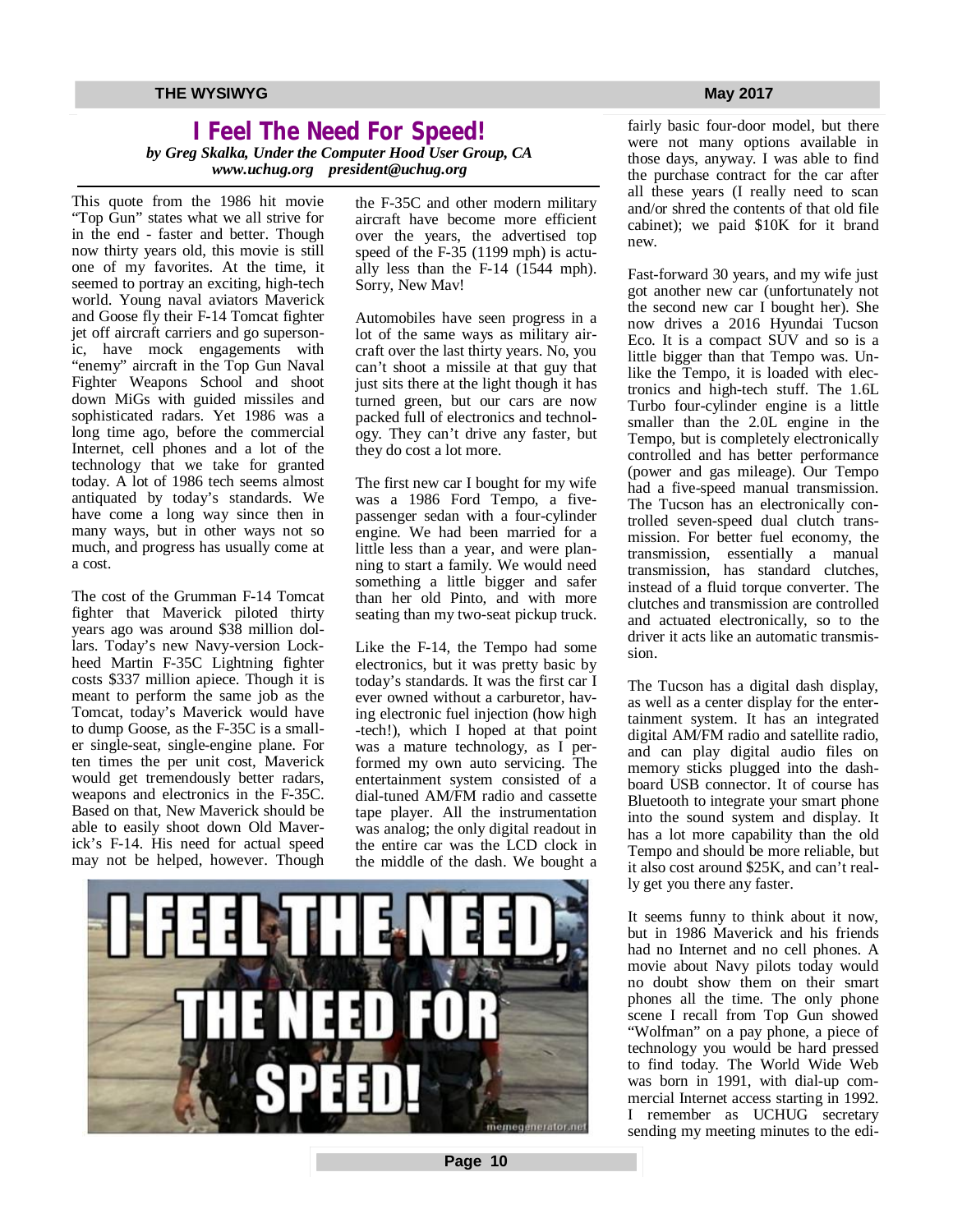# I Feel The Need For Speed!

*by Greg Skalka, Under the Computer Hood User Group, CA*
*www.uchug.org president@uchug.org*

This quote from the 1986 hit movie "Top Gun" states what we all strive for in the end - faster and better. Though now thirty years old, this movie is still one of my favorites. At the time, it seemed to portray an exciting, high-tech world. Young naval aviators Maverick and Goose fly their F-14 Tomcat fighter jet off aircraft carriers and go supersonic, have mock engagements with "enemy" aircraft in the Top Gun Naval Fighter Weapons School and shoot down MiGs with guided missiles and sophisticated radars. Yet 1986 was a long time ago, before the commercial Internet, cell phones and a lot of the technology that we take for granted today. A lot of 1986 tech seems almost antiquated by today's standards. We have come a long way since then in many ways, but in other ways not so much, and progress has usually come at a cost.

The cost of the Grumman F-14 Tomcat fighter that Maverick piloted thirty years ago was around $38 million dollars. Today's new Navy-version Lockheed Martin F-35C Lightning fighter costs $337 million apiece. Though it is meant to perform the same job as the Tomcat, today's Maverick would have to dump Goose, as the F-35C is a smaller single-seat, single-engine plane. For ten times the per unit cost, Maverick would get tremendously better radars, weapons and electronics in the F-35C. Based on that, New Maverick should be able to easily shoot down Old Maverick's F-14. His need for actual speed may not be helped, however. Though the F-35C and other modern military aircraft have become more efficient over the years, the advertised top speed of the F-35 (1199 mph) is actually less than the F-14 (1544 mph). Sorry, New Mav!

Automobiles have seen progress in a lot of the same ways as military aircraft over the last thirty years. No, you can't shoot a missile at that guy that just sits there at the light though it has turned green, but our cars are now packed full of electronics and technology. They can't drive any faster, but they do cost a lot more.

The first new car I bought for my wife was a 1986 Ford Tempo, a five-passenger sedan with a four-cylinder engine. We had been married for a little less than a year, and were planning to start a family. We would need something a little bigger and safer than her old Pinto, and with more seating than my two-seat pickup truck.

Like the F-14, the Tempo had some electronics, but it was pretty basic by today's standards. It was the first car I ever owned without a carburetor, having electronic fuel injection (how high-tech!), which I hoped at that point was a mature technology, as I performed my own auto servicing. The entertainment system consisted of a dial-tuned AM/FM radio and cassette tape player. All the instrumentation was analog; the only digital readout in the entire car was the LCD clock in the middle of the dash. We bought a fairly basic four-door model, but there were not many options available in those days, anyway. I was able to find the purchase contract for the car after all these years (I really need to scan and/or shred the contents of that old file cabinet); we paid $10K for it brand new.

Fast-forward 30 years, and my wife just got another new car (unfortunately not the second new car I bought her). She now drives a 2016 Hyundai Tucson Eco. It is a compact SUV and so is a little bigger than that Tempo was. Unlike the Tempo, it is loaded with electronics and high-tech stuff. The 1.6L Turbo four-cylinder engine is a little smaller than the 2.0L engine in the Tempo, but is completely electronically controlled and has better performance (power and gas mileage). Our Tempo had a five-speed manual transmission. The Tucson has an electronically controlled seven-speed dual clutch transmission. For better fuel economy, the transmission, essentially a manual transmission, has standard clutches, instead of a fluid torque converter. The clutches and transmission are controlled and actuated electronically, so to the driver it acts like an automatic transmission.

The Tucson has a digital dash display, as well as a center display for the entertainment system. It has an integrated digital AM/FM radio and satellite radio, and can play digital audio files on memory sticks plugged into the dashboard USB connector. It of course has Bluetooth to integrate your smart phone into the sound system and display. It has a lot more capability than the old Tempo and should be more reliable, but it also cost around $25K, and can't really get you there any faster.

It seems funny to think about it now, but in 1986 Maverick and his friends had no Internet and no cell phones. A movie about Navy pilots today would no doubt show them on their smart phones all the time. The only phone scene I recall from Top Gun showed "Wolfman" on a pay phone, a piece of technology you would be hard pressed to find today. The World Wide Web was born in 1991, with dial-up commercial Internet access starting in 1992. I remember as UCHUG secretary sending my meeting minutes to the edi-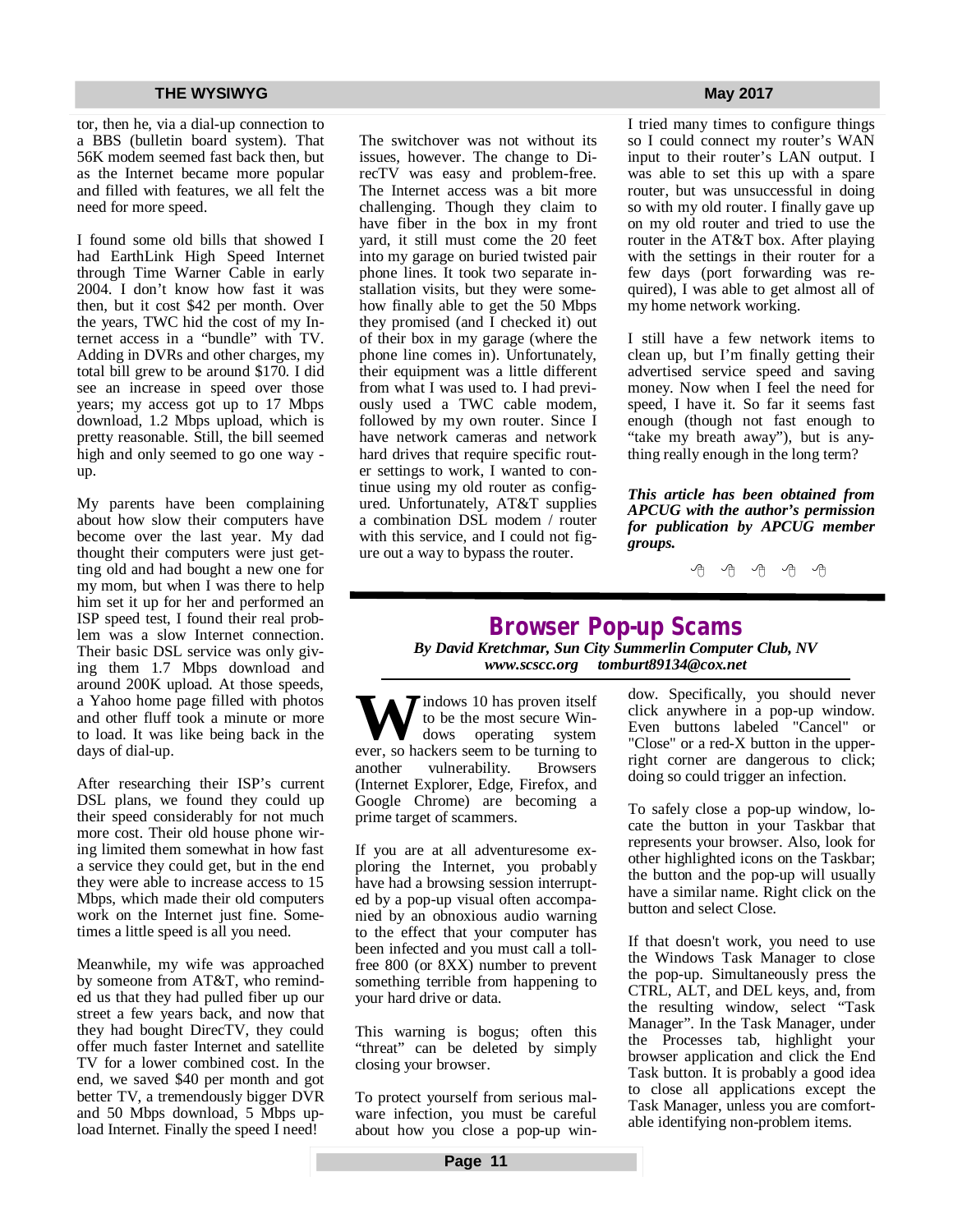tor, then he, via a dial-up connection to a BBS (bulletin board system). That 56K modem seemed fast back then, but as the Internet became more popular and filled with features, we all felt the need for more speed.

I found some old bills that showed I had EarthLink High Speed Internet through Time Warner Cable in early 2004. I don't know how fast it was then, but it cost $42 per month. Over the years, TWC hid the cost of my Internet access in a "bundle" with TV. Adding in DVRs and other charges, my total bill grew to be around $170. I did see an increase in speed over those years; my access got up to 17 Mbps download, 1.2 Mbps upload, which is pretty reasonable. Still, the bill seemed high and only seemed to go one way - up.

My parents have been complaining about how slow their computers have become over the last year. My dad thought their computers were just getting old and had bought a new one for my mom, but when I was there to help him set it up for her and performed an ISP speed test, I found their real problem was a slow Internet connection. Their basic DSL service was only giving them 1.7 Mbps download and around 200K upload. At those speeds, a Yahoo home page filled with photos and other fluff took a minute or more to load. It was like being back in the days of dial-up.

After researching their ISP's current DSL plans, we found they could up their speed considerably for not much more cost. Their old house phone wiring limited them somewhat in how fast a service they could get, but in the end they were able to increase access to 15 Mbps, which made their old computers work on the Internet just fine. Sometimes a little speed is all you need.

Meanwhile, my wife was approached by someone from AT&T, who reminded us that they had pulled fiber up our street a few years back, and now that they had bought DirecTV, they could offer much faster Internet and satellite TV for a lower combined cost. In the end, we saved $40 per month and got better TV, a tremendously bigger DVR and 50 Mbps download, 5 Mbps upload Internet. Finally the speed I need!

The switchover was not without its issues, however. The change to DirecTV was easy and problem-free. The Internet access was a bit more challenging. Though they claim to have fiber in the box in my front yard, it still must come the 20 feet into my garage on buried twisted pair phone lines. It took two separate installation visits, but they were somehow finally able to get the 50 Mbps they promised (and I checked it) out of their box in my garage (where the phone line comes in). Unfortunately, their equipment was a little different from what I was used to. I had previously used a TWC cable modem, followed by my own router. Since I have network cameras and network hard drives that require specific router settings to work, I wanted to continue using my old router as configured. Unfortunately, AT&T supplies a combination DSL modem / router with this service, and I could not figure out a way to bypass the router.

I tried many times to configure things so I could connect my router's WAN input to their router's LAN output. I was able to set this up with a spare router, but was unsuccessful in doing so with my old router. I finally gave up on my old router and tried to use the router in the AT&T box. After playing with the settings in their router for a few days (port forwarding was required), I was able to get almost all of my home network working.

I still have a few network items to clean up, but I'm finally getting their advertised service speed and saving money. Now when I feel the need for speed, I have it. So far it seems fast enough (though not fast enough to "take my breath away"), but is anything really enough in the long term?

***This article has been obtained from APCUG with the author's permission for publication by APCUG member groups.***

---

## Browser Pop-up Scams

***By David Kretchmar, Sun City Summerlin Computer Club, NV***
***www.scscc.org   tomburt89134@cox.net***

Windows 10 has proven itself to be the most secure Windows operating system ever, so hackers seem to be turning to another vulnerability. Browsers (Internet Explorer, Edge, Firefox, and Google Chrome) are becoming a prime target of scammers.

If you are at all adventuresome exploring the Internet, you probably have had a browsing session interrupted by a pop-up visual often accompanied by an obnoxious audio warning to the effect that your computer has been infected and you must call a toll-free 800 (or 8XX) number to prevent something terrible from happening to your hard drive or data.

This warning is bogus; often this "threat" can be deleted by simply closing your browser.

To protect yourself from serious malware infection, you must be careful about how you close a pop-up window. Specifically, you should never click anywhere in a pop-up window. Even buttons labeled "Cancel" or "Close" or a red-X button in the upper-right corner are dangerous to click; doing so could trigger an infection.

To safely close a pop-up window, locate the button in your Taskbar that represents your browser. Also, look for other highlighted icons on the Taskbar; the button and the pop-up will usually have a similar name. Right click on the button and select Close.

If that doesn't work, you need to use the Windows Task Manager to close the pop-up. Simultaneously press the CTRL, ALT, and DEL keys, and, from the resulting window, select "Task Manager". In the Task Manager, under the Processes tab, highlight your browser application and click the End Task button. It is probably a good idea to close all applications except the Task Manager, unless you are comfortable identifying non-problem items.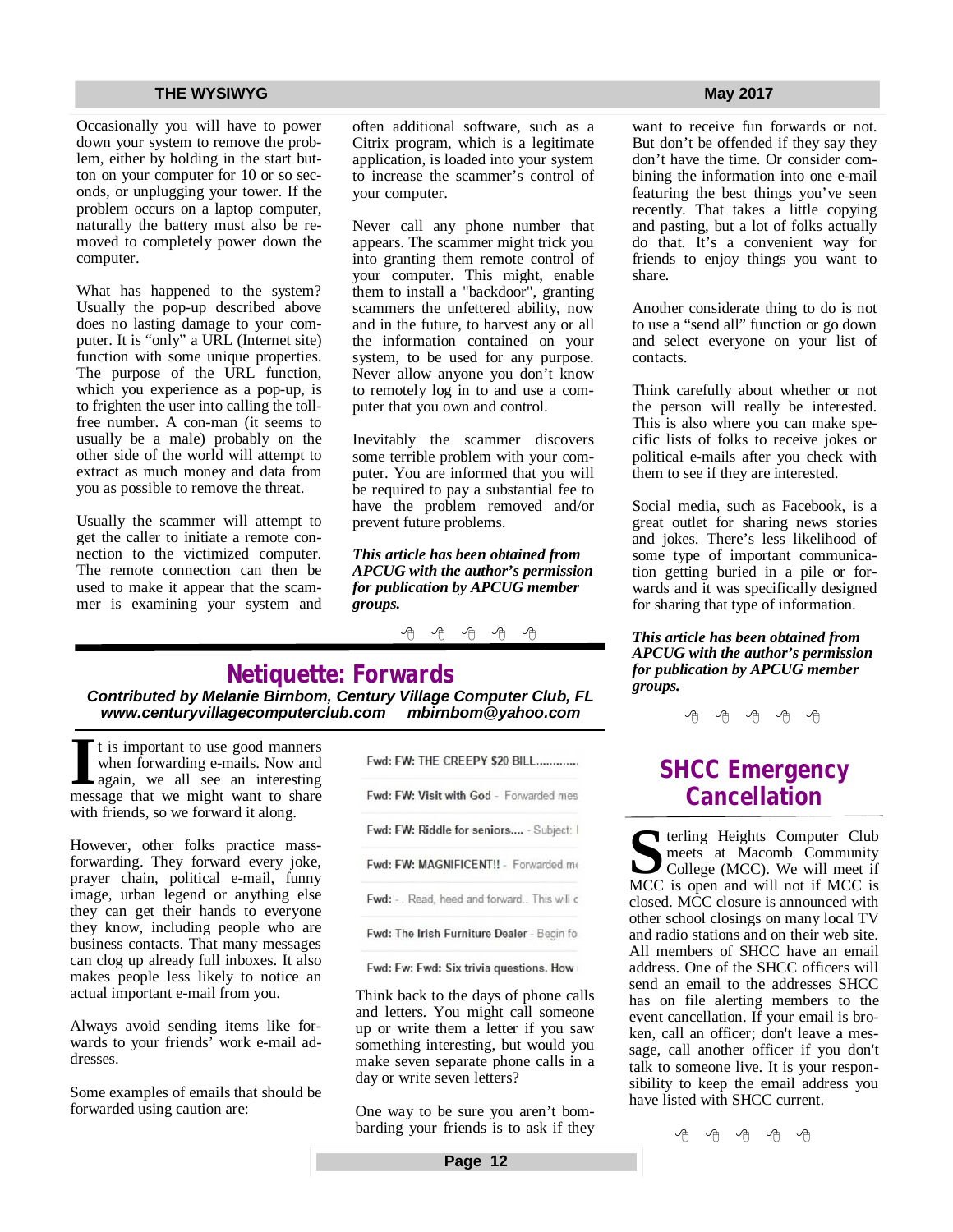Occasionally you will have to power down your system to remove the problem, either by holding in the start button on your computer for 10 or so seconds, or unplugging your tower. If the problem occurs on a laptop computer, naturally the battery must also be removed to completely power down the computer.

What has happened to the system? Usually the pop-up described above does no lasting damage to your computer. It is "only" a URL (Internet site) function with some unique properties. The purpose of the URL function, which you experience as a pop-up, is to frighten the user into calling the toll-free number. A con-man (it seems to usually be a male) probably on the other side of the world will attempt to extract as much money and data from you as possible to remove the threat.

Usually the scammer will attempt to get the caller to initiate a remote connection to the victimized computer. The remote connection can then be used to make it appear that the scammer is examining your system and often additional software, such as a Citrix program, which is a legitimate application, is loaded into your system to increase the scammer's control of your computer.

Never call any phone number that appears. The scammer might trick you into granting them remote control of your computer. This might, enable them to install a "backdoor", granting scammers the unfettered ability, now and in the future, to harvest any or all the information contained on your system, to be used for any purpose. Never allow anyone you don't know to remotely log in to and use a computer that you own and control.

Inevitably the scammer discovers some terrible problem with your computer. You are informed that you will be required to pay a substantial fee to have the problem removed and/or prevent future problems.

***This article has been obtained from APCUG with the author's permission for publication by APCUG member groups.***

## Netiquette: Forwards

***Contributed by Melanie Birnbom, Century Village Computer Club, FL***
***www.centuryvillagecomputerclub.com mbirnbom@yahoo.com***

It is important to use good manners when forwarding e-mails. Now and again, we all see an interesting message that we might want to share with friends, so we forward it along.

However, other folks practice mass-forwarding. They forward every joke, prayer chain, political e-mail, funny image, urban legend or anything else they can get their hands to everyone they know, including people who are business contacts. That many messages can clog up already full inboxes. It also makes people less likely to notice an actual important e-mail from you.

Always avoid sending items like forwards to your friends' work e-mail addresses.

Some examples of emails that should be forwarded using caution are:

Fwd: FW: THE CREEPY $20 BILL............
Fwd: FW: Visit with God - Forwarded mes
Fwd: FW: Riddle for seniors.... - Subject: I
Fwd: FW: MAGNIFICENT!! - Forwarded m
Fwd: - . Read, heed and forward.. This will c
Fwd: The Irish Furniture Dealer - Begin fo
Fwd: Fw: Fwd: Six trivia questions. How

Think back to the days of phone calls and letters. You might call someone up or write them a letter if you saw something interesting, but would you make seven separate phone calls in a day or write seven letters?

One way to be sure you aren't bombarding your friends is to ask if they want to receive fun forwards or not. But don't be offended if they say they don't have the time. Or consider combining the information into one e-mail featuring the best things you've seen recently. That takes a little copying and pasting, but a lot of folks actually do that. It's a convenient way for friends to enjoy things you want to share.

Another considerate thing to do is not to use a "send all" function or go down and select everyone on your list of contacts.

Think carefully about whether or not the person will really be interested. This is also where you can make specific lists of folks to receive jokes or political e-mails after you check with them to see if they are interested.

Social media, such as Facebook, is a great outlet for sharing news stories and jokes. There's less likelihood of some type of important communication getting buried in a pile or forwards and it was specifically designed for sharing that type of information.

***This article has been obtained from APCUG with the author's permission for publication by APCUG member groups.***

## SHCC Emergency Cancellation

Sterling Heights Computer Club meets at Macomb Community College (MCC). We will meet if MCC is open and will not if MCC is closed. MCC closure is announced with other school closings on many local TV and radio stations and on their web site. All members of SHCC have an email address. One of the SHCC officers will send an email to the addresses SHCC has on file alerting members to the event cancellation. If your email is broken, call an officer; don't leave a message, call another officer if you don't talk to someone live. It is your responsibility to keep the email address you have listed with SHCC current.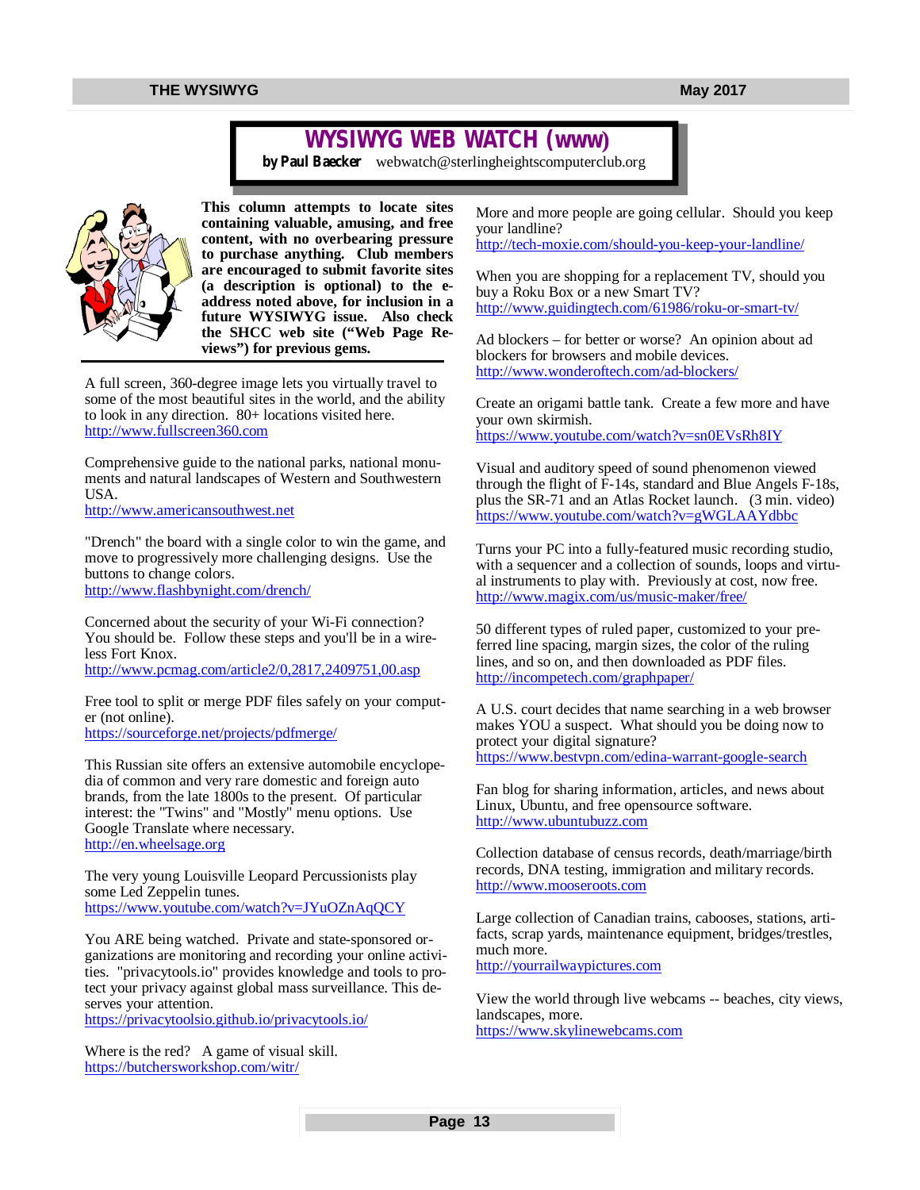# WYSIWYG WEB WATCH (www)

**by Paul Baecker** webwatch@sterlingheightscomputerclub.org

**This column attempts to locate sites containing valuable, amusing, and free content, with no overbearing pressure to purchase anything. Club members are encouraged to submit favorite sites (a description is optional) to the e-address noted above, for inclusion in a future WYSIWYG issue. Also check the SHCC web site ("Web Page Reviews") for previous gems.**

A full screen, 360-degree image lets you virtually travel to some of the most beautiful sites in the world, and the ability to look in any direction. 80+ locations visited here.
http://www.fullscreen360.com

Comprehensive guide to the national parks, national monuments and natural landscapes of Western and Southwestern USA.
http://www.americansouthwest.net

"Drench" the board with a single color to win the game, and move to progressively more challenging designs. Use the buttons to change colors.
http://www.flashbynight.com/drench/

Concerned about the security of your Wi-Fi connection? You should be. Follow these steps and you'll be in a wireless Fort Knox.
http://www.pcmag.com/article2/0,2817,2409751,00.asp

Free tool to split or merge PDF files safely on your computer (not online).
https://sourceforge.net/projects/pdfmerge/

This Russian site offers an extensive automobile encyclopedia of common and very rare domestic and foreign auto brands, from the late 1800s to the present. Of particular interest: the "Twins" and "Mostly" menu options. Use Google Translate where necessary.
http://en.wheelsage.org

The very young Louisville Leopard Percussionists play some Led Zeppelin tunes.
https://www.youtube.com/watch?v=JYuOZnAqQCY

You ARE being watched. Private and state-sponsored organizations are monitoring and recording your online activities. "privacytools.io" provides knowledge and tools to protect your privacy against global mass surveillance. This deserves your attention.
https://privacytoolsio.github.io/privacytools.io/

Where is the red? A game of visual skill.
https://butchersworkshop.com/witr/

More and more people are going cellular. Should you keep your landline?
http://tech-moxie.com/should-you-keep-your-landline/

When you are shopping for a replacement TV, should you buy a Roku Box or a new Smart TV?
http://www.guidingtech.com/61986/roku-or-smart-tv/

Ad blockers – for better or worse? An opinion about ad blockers for browsers and mobile devices.
http://www.wonderoftech.com/ad-blockers/

Create an origami battle tank. Create a few more and have your own skirmish.
https://www.youtube.com/watch?v=sn0EVsRh8IY

Visual and auditory speed of sound phenomenon viewed through the flight of F-14s, standard and Blue Angels F-18s, plus the SR-71 and an Atlas Rocket launch. (3 min. video)
https://www.youtube.com/watch?v=gWGLAAYdbbc

Turns your PC into a fully-featured music recording studio, with a sequencer and a collection of sounds, loops and virtual instruments to play with. Previously at cost, now free.
http://www.magix.com/us/music-maker/free/

50 different types of ruled paper, customized to your preferred line spacing, margin sizes, the color of the ruling lines, and so on, and then downloaded as PDF files.
http://incompetech.com/graphpaper/

A U.S. court decides that name searching in a web browser makes YOU a suspect. What should you be doing now to protect your digital signature?
https://www.bestvpn.com/edina-warrant-google-search

Fan blog for sharing information, articles, and news about Linux, Ubuntu, and free opensource software.
http://www.ubuntubuzz.com

Collection database of census records, death/marriage/birth records, DNA testing, immigration and military records.
http://www.mooseroots.com

Large collection of Canadian trains, cabooses, stations, artifacts, scrap yards, maintenance equipment, bridges/trestles, much more.
http://yourrailwaypictures.com

View the world through live webcams -- beaches, city views, landscapes, more.
https://www.skylinewebcams.com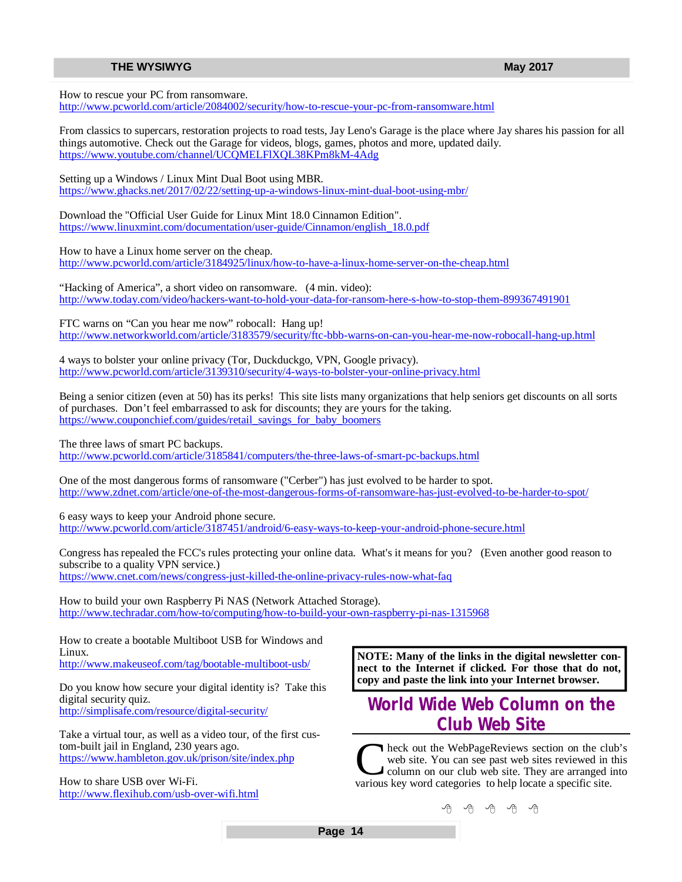How to rescue your PC from ransomware.
http://www.pcworld.com/article/2084002/security/how-to-rescue-your-pc-from-ransomware.html

From classics to supercars, restoration projects to road tests, Jay Leno's Garage is the place where Jay shares his passion for all things automotive. Check out the Garage for videos, blogs, games, photos and more, updated daily.
https://www.youtube.com/channel/UCQMELFlXQL38KPm8kM-4Adg

Setting up a Windows / Linux Mint Dual Boot using MBR.
https://www.ghacks.net/2017/02/22/setting-up-a-windows-linux-mint-dual-boot-using-mbr/

Download the "Official User Guide for Linux Mint 18.0 Cinnamon Edition".
https://www.linuxmint.com/documentation/user-guide/Cinnamon/english_18.0.pdf

How to have a Linux home server on the cheap.
http://www.pcworld.com/article/3184925/linux/how-to-have-a-linux-home-server-on-the-cheap.html

"Hacking of America", a short video on ransomware. (4 min. video):
http://www.today.com/video/hackers-want-to-hold-your-data-for-ransom-here-s-how-to-stop-them-899367491901

FTC warns on "Can you hear me now" robocall: Hang up!
http://www.networkworld.com/article/3183579/security/ftc-bbb-warns-on-can-you-hear-me-now-robocall-hang-up.html

4 ways to bolster your online privacy (Tor, Duckduckgo, VPN, Google privacy).
http://www.pcworld.com/article/3139310/security/4-ways-to-bolster-your-online-privacy.html

Being a senior citizen (even at 50) has its perks! This site lists many organizations that help seniors get discounts on all sorts of purchases. Don't feel embarrassed to ask for discounts; they are yours for the taking.
https://www.couponchief.com/guides/retail_savings_for_baby_boomers

The three laws of smart PC backups.
http://www.pcworld.com/article/3185841/computers/the-three-laws-of-smart-pc-backups.html

One of the most dangerous forms of ransomware ("Cerber") has just evolved to be harder to spot.
http://www.zdnet.com/article/one-of-the-most-dangerous-forms-of-ransomware-has-just-evolved-to-be-harder-to-spot/

6 easy ways to keep your Android phone secure.
http://www.pcworld.com/article/3187451/android/6-easy-ways-to-keep-your-android-phone-secure.html

Congress has repealed the FCC's rules protecting your online data. What's it means for you? (Even another good reason to subscribe to a quality VPN service.)
https://www.cnet.com/news/congress-just-killed-the-online-privacy-rules-now-what-faq

How to build your own Raspberry Pi NAS (Network Attached Storage).
http://www.techradar.com/how-to/computing/how-to-build-your-own-raspberry-pi-nas-1315968

How to create a bootable Multiboot USB for Windows and Linux.
http://www.makeuseof.com/tag/bootable-multiboot-usb/

Do you know how secure your digital identity is? Take this digital security quiz.
http://simplisafe.com/resource/digital-security/

Take a virtual tour, as well as a video tour, of the first custom-built jail in England, 230 years ago.
https://www.hambleton.gov.uk/prison/site/index.php

How to share USB over Wi-Fi.
http://www.flexihub.com/usb-over-wifi.html

**NOTE: Many of the links in the digital newsletter connect to the Internet if clicked. For those that do not, copy and paste the link into your Internet browser.**

## World Wide Web Column on the Club Web Site

Check out the WebPageReviews section on the club's web site. You can see past web sites reviewed in this column on our club web site. They are arranged into various key word categories to help locate a specific site.